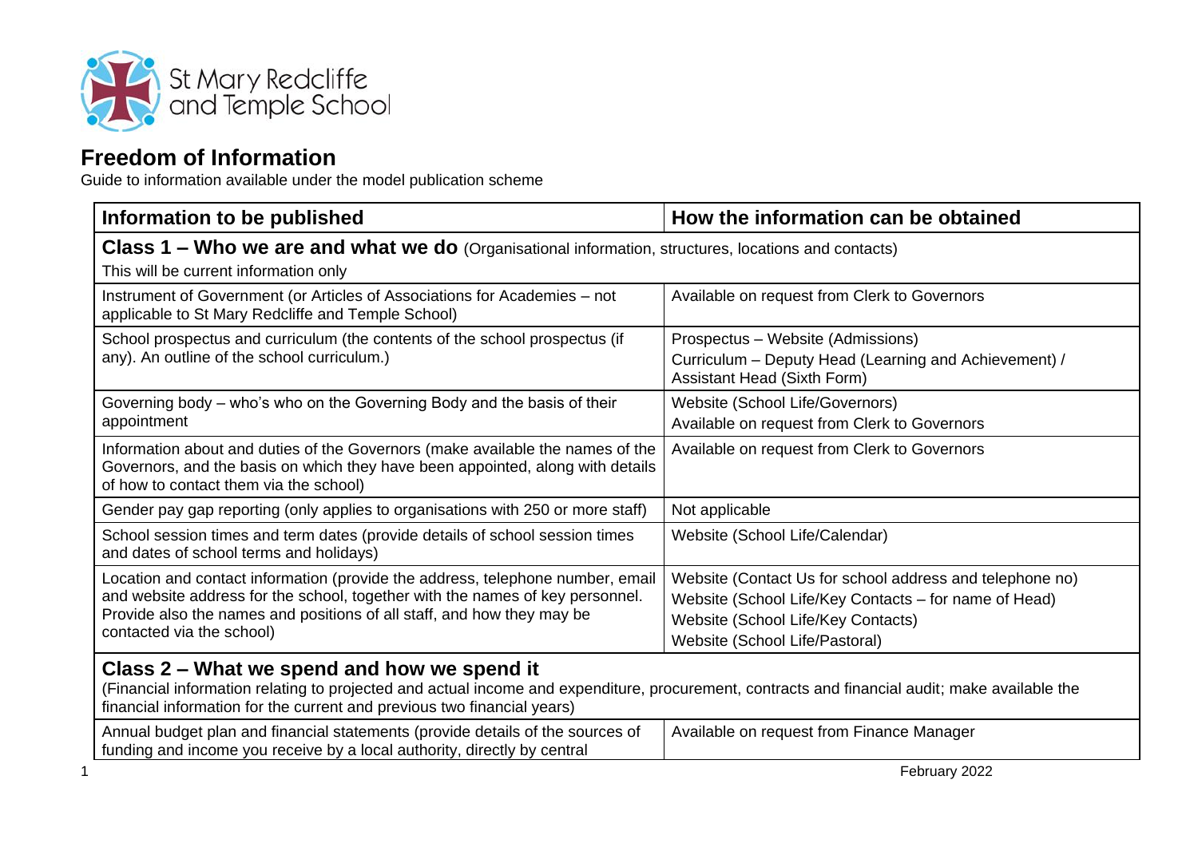St Mary Redcliffe and Temple School

# Freedom of Information

Guide to information available under the model publication scheme

| Information to be published | How the information can be obtained |
| --- | --- |
| **Class 1 – Who we are and what we do** (Organisational information, structures, locations and contacts)<br>This will be current information only | |
| Instrument of Government (or Articles of Associations for Academies – not applicable to St Mary Redcliffe and Temple School) | Available on request from Clerk to Governors |
| School prospectus and curriculum (the contents of the school prospectus (if any). An outline of the school curriculum.) | Prospectus – Website (Admissions)<br>Curriculum – Deputy Head (Learning and Achievement) / Assistant Head (Sixth Form) |
| Governing body – who's who on the Governing Body and the basis of their appointment | Website (School Life/Governors)<br>Available on request from Clerk to Governors |
| Information about and duties of the Governors (make available the names of the Governors, and the basis on which they have been appointed, along with details of how to contact them via the school) | Available on request from Clerk to Governors |
| Gender pay gap reporting (only applies to organisations with 250 or more staff) | Not applicable |
| School session times and term dates (provide details of school session times and dates of school terms and holidays) | Website (School Life/Calendar) |
| Location and contact information (provide the address, telephone number, email and website address for the school, together with the names of key personnel. Provide also the names and positions of all staff, and how they may be contacted via the school) | Website (Contact Us for school address and telephone no)<br>Website (School Life/Key Contacts – for name of Head)<br>Website (School Life/Key Contacts)<br>Website (School Life/Pastoral) |
| **Class 2 – What we spend and how we spend it**<br>(Financial information relating to projected and actual income and expenditure, procurement, contracts and financial audit; make available the financial information for the current and previous two financial years) | |
| Annual budget plan and financial statements (provide details of the sources of funding and income you receive by a local authority, directly by central | Available on request from Finance Manager |

February 2022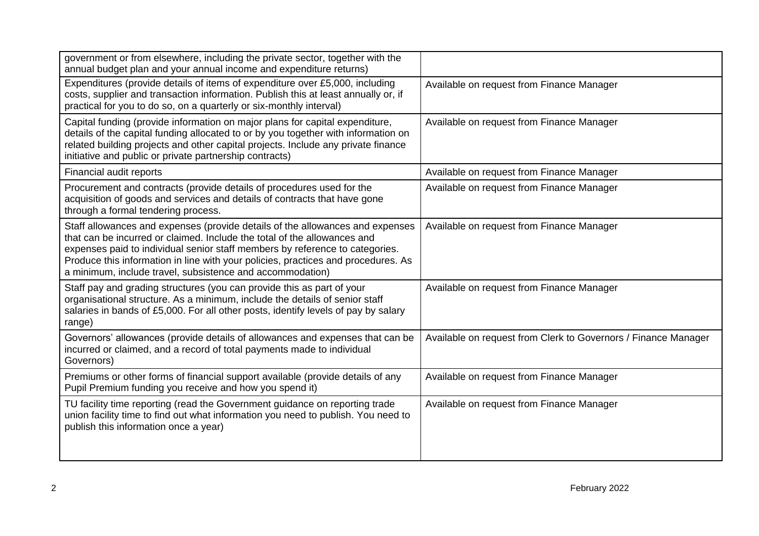| | |
|---|---|
| government or from elsewhere, including the private sector, together with the annual budget plan and your annual income and expenditure returns) | |
| Expenditures (provide details of items of expenditure over £5,000, including costs, supplier and transaction information. Publish this at least annually or, if practical for you to do so, on a quarterly or six-monthly interval) | Available on request from Finance Manager |
| Capital funding (provide information on major plans for capital expenditure, details of the capital funding allocated to or by you together with information on related building projects and other capital projects. Include any private finance initiative and public or private partnership contracts) | Available on request from Finance Manager |
| Financial audit reports | Available on request from Finance Manager |
| Procurement and contracts (provide details of procedures used for the acquisition of goods and services and details of contracts that have gone through a formal tendering process. | Available on request from Finance Manager |
| Staff allowances and expenses (provide details of the allowances and expenses that can be incurred or claimed. Include the total of the allowances and expenses paid to individual senior staff members by reference to categories. Produce this information in line with your policies, practices and procedures. As a minimum, include travel, subsistence and accommodation) | Available on request from Finance Manager |
| Staff pay and grading structures (you can provide this as part of your organisational structure. As a minimum, include the details of senior staff salaries in bands of £5,000. For all other posts, identify levels of pay by salary range) | Available on request from Finance Manager |
| Governors' allowances (provide details of allowances and expenses that can be incurred or claimed, and a record of total payments made to individual Governors) | Available on request from Clerk to Governors / Finance Manager |
| Premiums or other forms of financial support available (provide details of any Pupil Premium funding you receive and how you spend it) | Available on request from Finance Manager |
| TU facility time reporting (read the Government guidance on reporting trade union facility time to find out what information you need to publish. You need to publish this information once a year) | Available on request from Finance Manager |

February 2022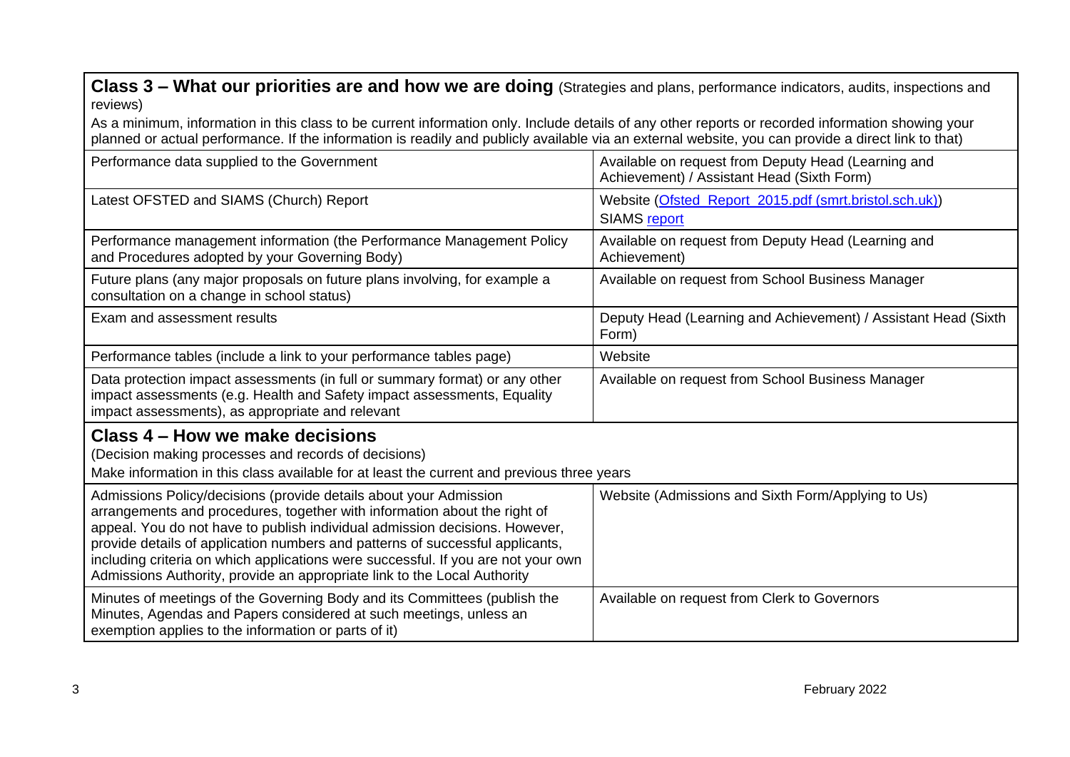| **Class 3 – What our priorities are and how we are doing** (Strategies and plans, performance indicators, audits, inspections and reviews)<br>As a minimum, information in this class to be current information only. Include details of any other reports or recorded information showing your planned or actual performance. If the information is readily and publicly available via an external website, you can provide a direct link to that) | |
|---|---|
| Performance data supplied to the Government | Available on request from Deputy Head (Learning and Achievement) / Assistant Head (Sixth Form) |
| Latest OFSTED and SIAMS (Church) Report | Website (Ofsted_Report_2015.pdf (smrt.bristol.sch.uk))<br>SIAMS report |
| Performance management information (the Performance Management Policy and Procedures adopted by your Governing Body) | Available on request from Deputy Head (Learning and Achievement) |
| Future plans (any major proposals on future plans involving, for example a consultation on a change in school status) | Available on request from School Business Manager |
| Exam and assessment results | Deputy Head (Learning and Achievement) / Assistant Head (Sixth Form) |
| Performance tables (include a link to your performance tables page) | Website |
| Data protection impact assessments (in full or summary format) or any other impact assessments (e.g. Health and Safety impact assessments, Equality impact assessments), as appropriate and relevant | Available on request from School Business Manager |
| **Class 4 – How we make decisions**<br>(Decision making processes and records of decisions)<br>Make information in this class available for at least the current and previous three years | |
| Admissions Policy/decisions (provide details about your Admission arrangements and procedures, together with information about the right of appeal. You do not have to publish individual admission decisions. However, provide details of application numbers and patterns of successful applicants, including criteria on which applications were successful. If you are not your own Admissions Authority, provide an appropriate link to the Local Authority | Website (Admissions and Sixth Form/Applying to Us) |
| Minutes of meetings of the Governing Body and its Committees (publish the Minutes, Agendas and Papers considered at such meetings, unless an exemption applies to the information or parts of it) | Available on request from Clerk to Governors |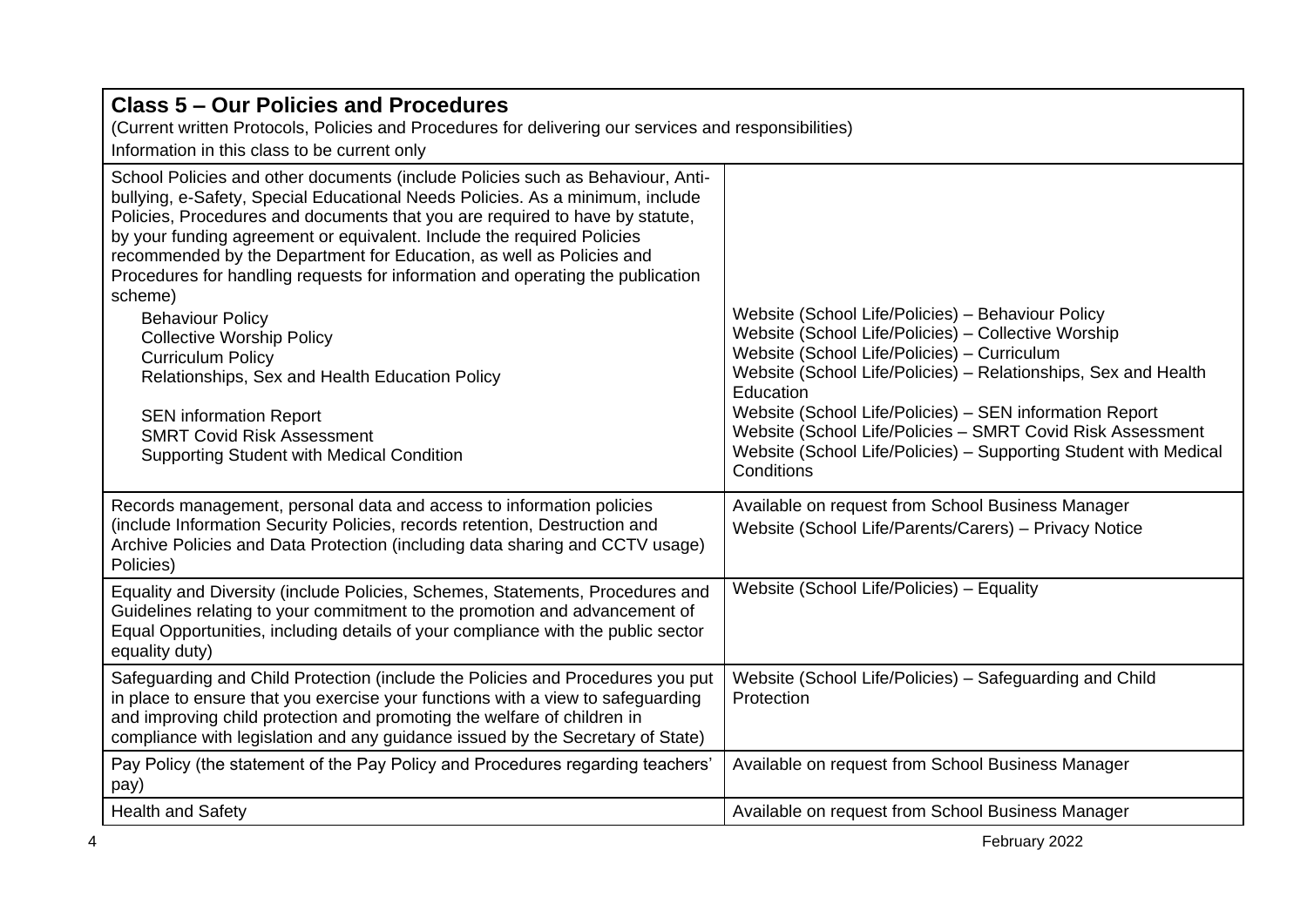## Class 5 – Our Policies and Procedures

(Current written Protocols, Policies and Procedures for delivering our services and responsibilities)

Information in this class to be current only

| | |
|---|---|
| School Policies and other documents (include Policies such as Behaviour, Anti-bullying, e-Safety, Special Educational Needs Policies. As a minimum, include Policies, Procedures and documents that you are required to have by statute, by your funding agreement or equivalent. Include the required Policies recommended by the Department for Education, as well as Policies and Procedures for handling requests for information and operating the publication scheme)<br>Behaviour Policy<br>Collective Worship Policy<br>Curriculum Policy<br>Relationships, Sex and Health Education Policy<br><br>SEN information Report<br>SMRT Covid Risk Assessment<br>Supporting Student with Medical Condition | Website (School Life/Policies) – Behaviour Policy<br>Website (School Life/Policies) – Collective Worship<br>Website (School Life/Policies) – Curriculum<br>Website (School Life/Policies) – Relationships, Sex and Health Education<br>Website (School Life/Policies) – SEN information Report<br>Website (School Life/Policies – SMRT Covid Risk Assessment<br>Website (School Life/Policies) – Supporting Student with Medical Conditions |
| Records management, personal data and access to information policies (include Information Security Policies, records retention, Destruction and Archive Policies and Data Protection (including data sharing and CCTV usage) Policies) | Available on request from School Business Manager<br>Website (School Life/Parents/Carers) – Privacy Notice |
| Equality and Diversity (include Policies, Schemes, Statements, Procedures and Guidelines relating to your commitment to the promotion and advancement of Equal Opportunities, including details of your compliance with the public sector equality duty) | Website (School Life/Policies) – Equality |
| Safeguarding and Child Protection (include the Policies and Procedures you put in place to ensure that you exercise your functions with a view to safeguarding and improving child protection and promoting the welfare of children in compliance with legislation and any guidance issued by the Secretary of State) | Website (School Life/Policies) – Safeguarding and Child Protection |
| Pay Policy (the statement of the Pay Policy and Procedures regarding teachers' pay) | Available on request from School Business Manager |
| Health and Safety | Available on request from School Business Manager |

February 2022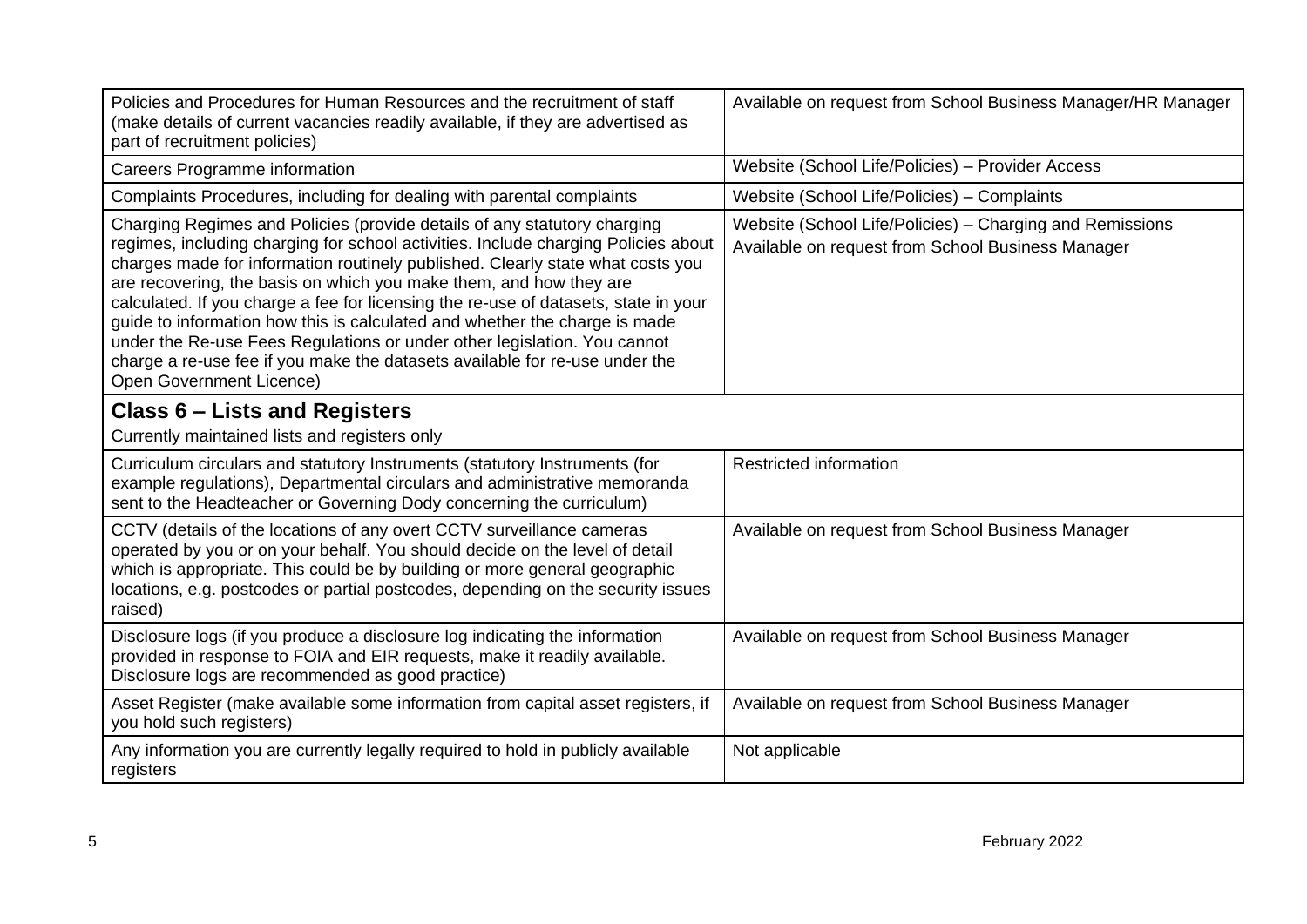| | |
|---|---|
| Policies and Procedures for Human Resources and the recruitment of staff (make details of current vacancies readily available, if they are advertised as part of recruitment policies) | Available on request from School Business Manager/HR Manager |
| Careers Programme information | Website (School Life/Policies) – Provider Access |
| Complaints Procedures, including for dealing with parental complaints | Website (School Life/Policies) – Complaints |
| Charging Regimes and Policies (provide details of any statutory charging regimes, including charging for school activities. Include charging Policies about charges made for information routinely published. Clearly state what costs you are recovering, the basis on which you make them, and how they are calculated. If you charge a fee for licensing the re-use of datasets, state in your guide to information how this is calculated and whether the charge is made under the Re-use Fees Regulations or under other legislation. You cannot charge a re-use fee if you make the datasets available for re-use under the Open Government Licence) | Website (School Life/Policies) – Charging and Remissions<br>Available on request from School Business Manager |
| **Class 6 – Lists and Registers**<br>Currently maintained lists and registers only | |
| Curriculum circulars and statutory Instruments (statutory Instruments (for example regulations), Departmental circulars and administrative memoranda sent to the Headteacher or Governing Dody concerning the curriculum) | Restricted information |
| CCTV (details of the locations of any overt CCTV surveillance cameras operated by you or on your behalf. You should decide on the level of detail which is appropriate. This could be by building or more general geographic locations, e.g. postcodes or partial postcodes, depending on the security issues raised) | Available on request from School Business Manager |
| Disclosure logs (if you produce a disclosure log indicating the information provided in response to FOIA and EIR requests, make it readily available. Disclosure logs are recommended as good practice) | Available on request from School Business Manager |
| Asset Register (make available some information from capital asset registers, if you hold such registers) | Available on request from School Business Manager |
| Any information you are currently legally required to hold in publicly available registers | Not applicable |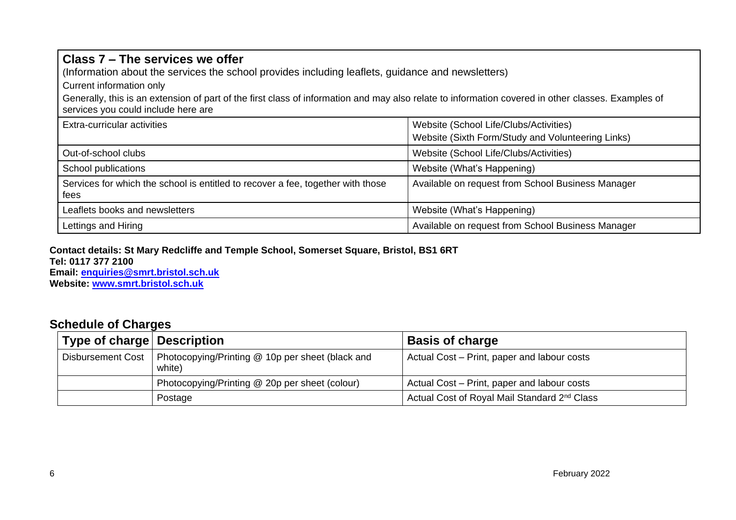| **Class 7 – The services we offer**<br>(Information about the services the school provides including leaflets, guidance and newsletters)<br>Current information only<br>Generally, this is an extension of part of the first class of information and may also relate to information covered in other classes. Examples of services you could include here are | |
|---|---|
| Extra-curricular activities | Website (School Life/Clubs/Activities)<br>Website (Sixth Form/Study and Volunteering Links) |
| Out-of-school clubs | Website (School Life/Clubs/Activities) |
| School publications | Website (What's Happening) |
| Services for which the school is entitled to recover a fee, together with those fees | Available on request from School Business Manager |
| Leaflets books and newsletters | Website (What's Happening) |
| Lettings and Hiring | Available on request from School Business Manager |

**Contact details: St Mary Redcliffe and Temple School, Somerset Square, Bristol, BS1 6RT**
**Tel: 0117 377 2100**
**Email: enquiries@smrt.bristol.sch.uk**
**Website: www.smrt.bristol.sch.uk**

## Schedule of Charges

| Type of charge | Description | Basis of charge |
|---|---|---|
| Disbursement Cost | Photocopying/Printing @ 10p per sheet (black and white) | Actual Cost – Print, paper and labour costs |
| | Photocopying/Printing @ 20p per sheet (colour) | Actual Cost – Print, paper and labour costs |
| | Postage | Actual Cost of Royal Mail Standard 2nd Class |

February 2022